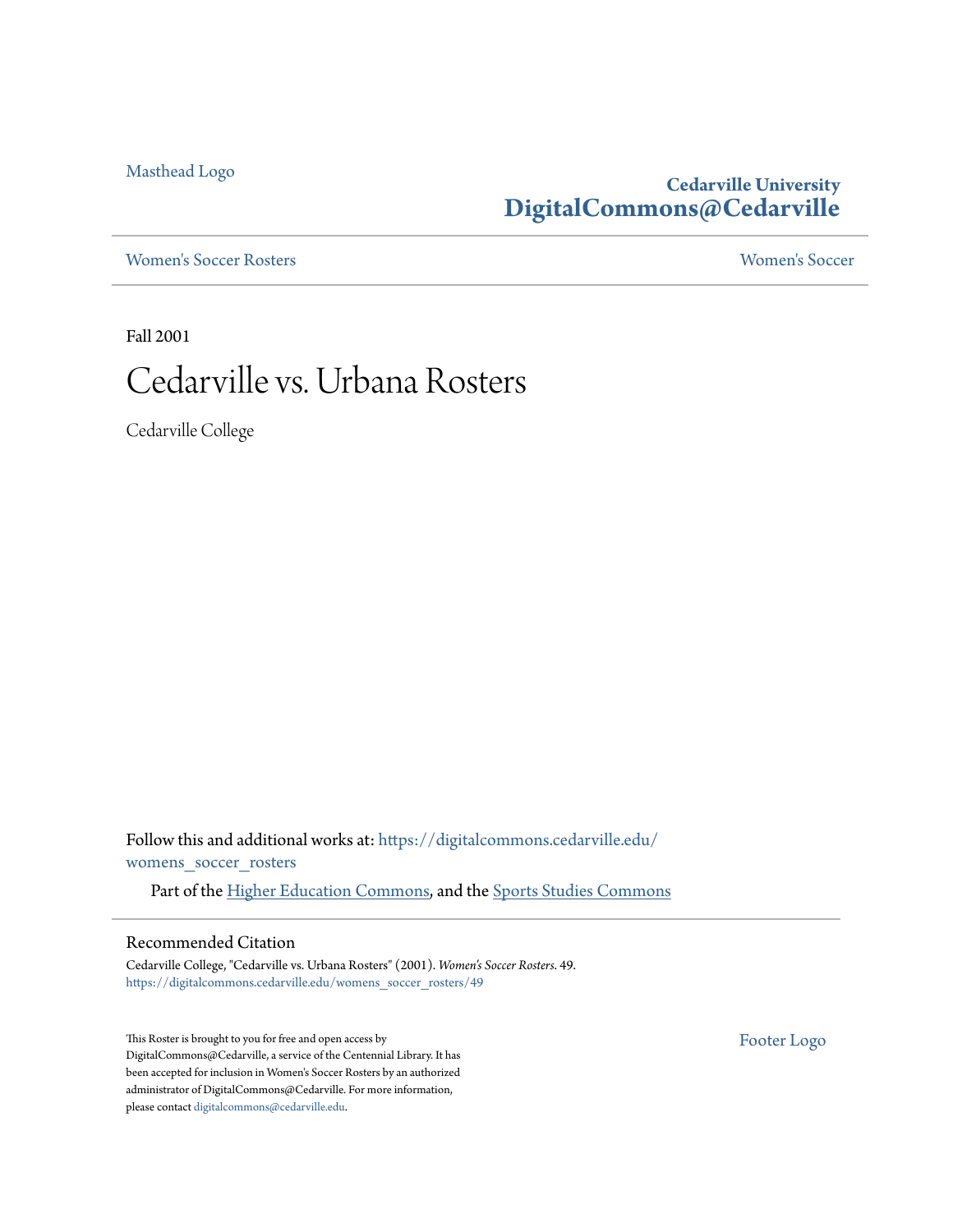Masthead Logo

**Cedarville University**
**DigitalCommons@Cedarville**

Women's Soccer Rosters | Women's Soccer

Fall 2001

# Cedarville vs. Urbana Rosters

Cedarville College

Follow this and additional works at: https://digitalcommons.cedarville.edu/womens_soccer_rosters

Part of the Higher Education Commons, and the Sports Studies Commons

## Recommended Citation

Cedarville College, "Cedarville vs. Urbana Rosters" (2001). *Women's Soccer Rosters*. 49.
https://digitalcommons.cedarville.edu/womens_soccer_rosters/49

This Roster is brought to you for free and open access by DigitalCommons@Cedarville, a service of the Centennial Library. It has been accepted for inclusion in Women's Soccer Rosters by an authorized administrator of DigitalCommons@Cedarville. For more information, please contact digitalcommons@cedarville.edu.

Footer Logo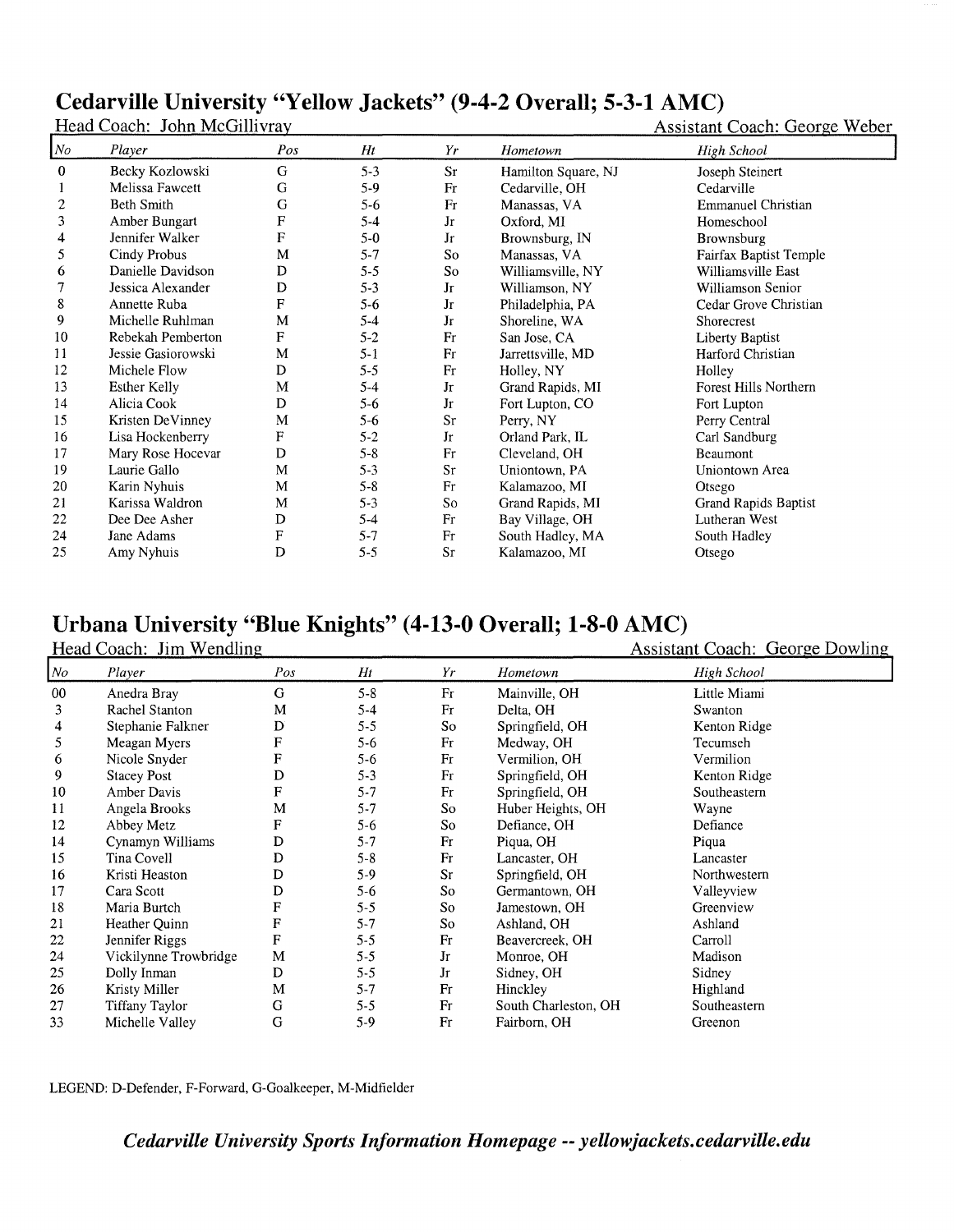## Cedarville University "Yellow Jackets" (9-4-2 Overall; 5-3-1 AMC)

Head Coach: John McGillivray — Assistant Coach: George Weber

| No | Player | Pos | Ht | Yr | Hometown | High School |
|---|---|---|---|---|---|---|
| 0 | Becky Kozlowski | G | 5-3 | Sr | Hamilton Square, NJ | Joseph Steinert |
| 1 | Melissa Fawcett | G | 5-9 | Fr | Cedarville, OH | Cedarville |
| 2 | Beth Smith | G | 5-6 | Fr | Manassas, VA | Emmanuel Christian |
| 3 | Amber Bungart | F | 5-4 | Jr | Oxford, MI | Homeschool |
| 4 | Jennifer Walker | F | 5-0 | Jr | Brownsburg, IN | Brownsburg |
| 5 | Cindy Probus | M | 5-7 | So | Manassas, VA | Fairfax Baptist Temple |
| 6 | Danielle Davidson | D | 5-5 | So | Williamsville, NY | Williamsville East |
| 7 | Jessica Alexander | D | 5-3 | Jr | Williamson, NY | Williamson Senior |
| 8 | Annette Ruba | F | 5-6 | Jr | Philadelphia, PA | Cedar Grove Christian |
| 9 | Michelle Ruhlman | M | 5-4 | Jr | Shoreline, WA | Shorecrest |
| 10 | Rebekah Pemberton | F | 5-2 | Fr | San Jose, CA | Liberty Baptist |
| 11 | Jessie Gasiorowski | M | 5-1 | Fr | Jarrettsville, MD | Harford Christian |
| 12 | Michele Flow | D | 5-5 | Fr | Holley, NY | Holley |
| 13 | Esther Kelly | M | 5-4 | Jr | Grand Rapids, MI | Forest Hills Northern |
| 14 | Alicia Cook | D | 5-6 | Jr | Fort Lupton, CO | Fort Lupton |
| 15 | Kristen DeVinney | M | 5-6 | Sr | Perry, NY | Perry Central |
| 16 | Lisa Hockenberry | F | 5-2 | Jr | Orland Park, IL | Carl Sandburg |
| 17 | Mary Rose Hocevar | D | 5-8 | Fr | Cleveland, OH | Beaumont |
| 19 | Laurie Gallo | M | 5-3 | Sr | Uniontown, PA | Uniontown Area |
| 20 | Karin Nyhuis | M | 5-8 | Fr | Kalamazoo, MI | Otsego |
| 21 | Karissa Waldron | M | 5-3 | So | Grand Rapids, MI | Grand Rapids Baptist |
| 22 | Dee Dee Asher | D | 5-4 | Fr | Bay Village, OH | Lutheran West |
| 24 | Jane Adams | F | 5-7 | Fr | South Hadley, MA | South Hadley |
| 25 | Amy Nyhuis | D | 5-5 | Sr | Kalamazoo, MI | Otsego |

## Urbana University "Blue Knights" (4-13-0 Overall; 1-8-0 AMC)

Head Coach: Jim Wendling — Assistant Coach: George Dowling

| No | Player | Pos | Ht | Yr | Hometown | High School |
|---|---|---|---|---|---|---|
| 00 | Anedra Bray | G | 5-8 | Fr | Mainville, OH | Little Miami |
| 3 | Rachel Stanton | M | 5-4 | Fr | Delta, OH | Swanton |
| 4 | Stephanie Falkner | D | 5-5 | So | Springfield, OH | Kenton Ridge |
| 5 | Meagan Myers | F | 5-6 | Fr | Medway, OH | Tecumseh |
| 6 | Nicole Snyder | F | 5-6 | Fr | Vermilion, OH | Vermilion |
| 9 | Stacey Post | D | 5-3 | Fr | Springfield, OH | Kenton Ridge |
| 10 | Amber Davis | F | 5-7 | Fr | Springfield, OH | Southeastern |
| 11 | Angela Brooks | M | 5-7 | So | Huber Heights, OH | Wayne |
| 12 | Abbey Metz | F | 5-6 | So | Defiance, OH | Defiance |
| 14 | Cynamyn Williams | D | 5-7 | Fr | Piqua, OH | Piqua |
| 15 | Tina Covell | D | 5-8 | Fr | Lancaster, OH | Lancaster |
| 16 | Kristi Heaston | D | 5-9 | Sr | Springfield, OH | Northwestern |
| 17 | Cara Scott | D | 5-6 | So | Germantown, OH | Valleyview |
| 18 | Maria Burtch | F | 5-5 | So | Jamestown, OH | Greenview |
| 21 | Heather Quinn | F | 5-7 | So | Ashland, OH | Ashland |
| 22 | Jennifer Riggs | F | 5-5 | Fr | Beavercreek, OH | Carroll |
| 24 | Vickilynne Trowbridge | M | 5-5 | Jr | Monroe, OH | Madison |
| 25 | Dolly Inman | D | 5-5 | Jr | Sidney, OH | Sidney |
| 26 | Kristy Miller | M | 5-7 | Fr | Hinckley | Highland |
| 27 | Tiffany Taylor | G | 5-5 | Fr | South Charleston, OH | Southeastern |
| 33 | Michelle Valley | G | 5-9 | Fr | Fairborn, OH | Greenon |

LEGEND: D-Defender, F-Forward, G-Goalkeeper, M-Midfielder

***Cedarville University Sports Information Homepage -- yellowjackets.cedarville.edu***